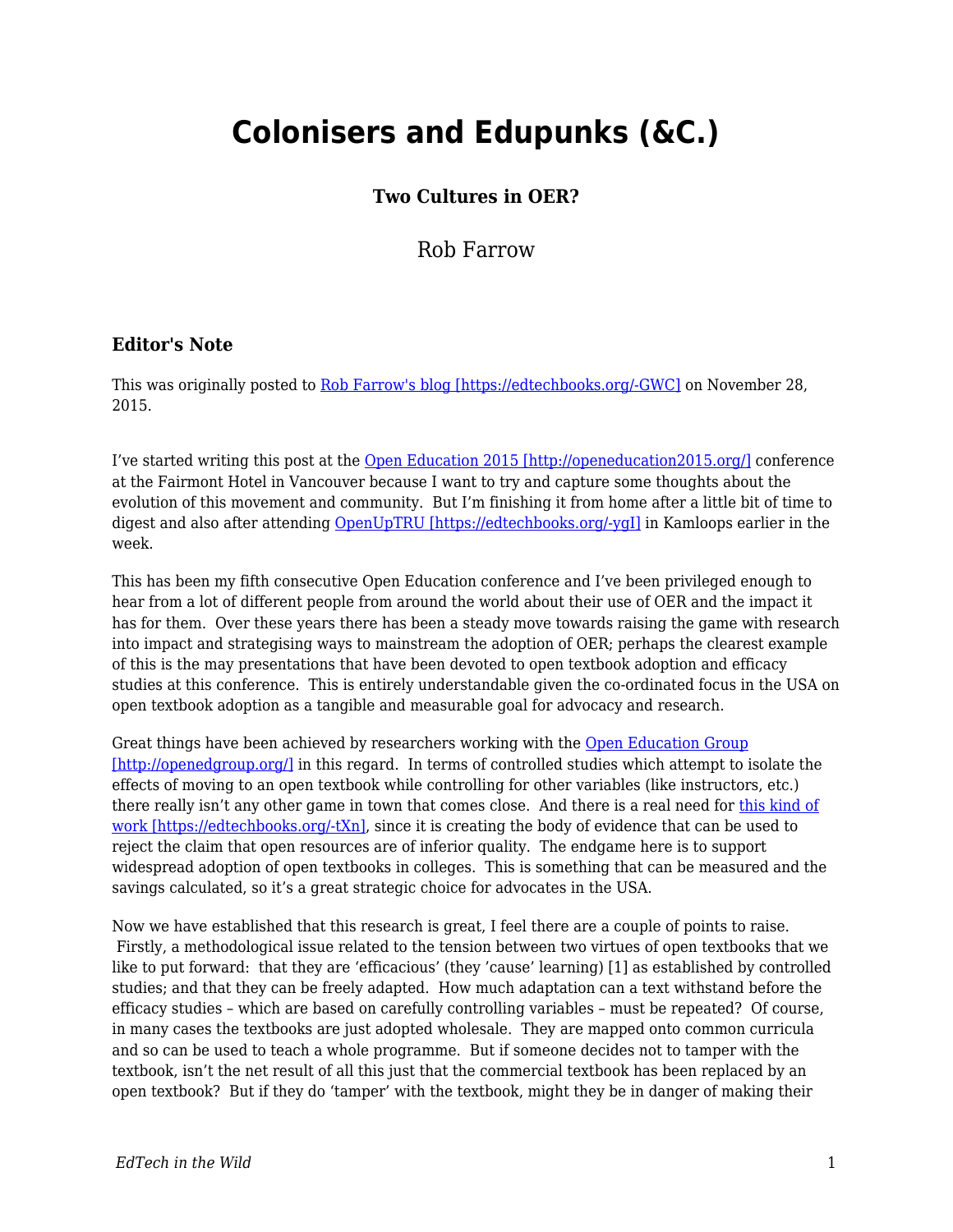# Colonisers and Edupunks (&C.)

### Two Cultures in OER?

Rob Farrow

### Editor's Note

This was originally posted to [Rob Farrow's blog [https://edtechbooks.org/-GWC]](https://edtechbooks.org/-GWC) on November 28, 2015.

I've started writing this post at the [Open Education 2015 [http://openeducation2015.org/]](http://openeducation2015.org/) conference at the Fairmont Hotel in Vancouver because I want to try and capture some thoughts about the evolution of this movement and community. But I'm finishing it from home after a little bit of time to digest and also after attending [OpenUpTRU [https://edtechbooks.org/-ygI]](https://edtechbooks.org/-ygI) in Kamloops earlier in the week.

This has been my fifth consecutive Open Education conference and I've been privileged enough to hear from a lot of different people from around the world about their use of OER and the impact it has for them. Over these years there has been a steady move towards raising the game with research into impact and strategising ways to mainstream the adoption of OER; perhaps the clearest example of this is the may presentations that have been devoted to open textbook adoption and efficacy studies at this conference. This is entirely understandable given the co-ordinated focus in the USA on open textbook adoption as a tangible and measurable goal for advocacy and research.

Great things have been achieved by researchers working with the [Open Education Group [http://openedgroup.org/]](http://openedgroup.org/) in this regard. In terms of controlled studies which attempt to isolate the effects of moving to an open textbook while controlling for other variables (like instructors, etc.) there really isn't any other game in town that comes close. And there is a real need for [this kind of work [https://edtechbooks.org/-tXn]](https://edtechbooks.org/-tXn), since it is creating the body of evidence that can be used to reject the claim that open resources are of inferior quality. The endgame here is to support widespread adoption of open textbooks in colleges. This is something that can be measured and the savings calculated, so it's a great strategic choice for advocates in the USA.

Now we have established that this research is great, I feel there are a couple of points to raise. Firstly, a methodological issue related to the tension between two virtues of open textbooks that we like to put forward: that they are 'efficacious' (they 'cause' learning) [1] as established by controlled studies; and that they can be freely adapted. How much adaptation can a text withstand before the efficacy studies – which are based on carefully controlling variables – must be repeated? Of course, in many cases the textbooks are just adopted wholesale. They are mapped onto common curricula and so can be used to teach a whole programme. But if someone decides not to tamper with the textbook, isn't the net result of all this just that the commercial textbook has been replaced by an open textbook? But if they do 'tamper' with the textbook, might they be in danger of making their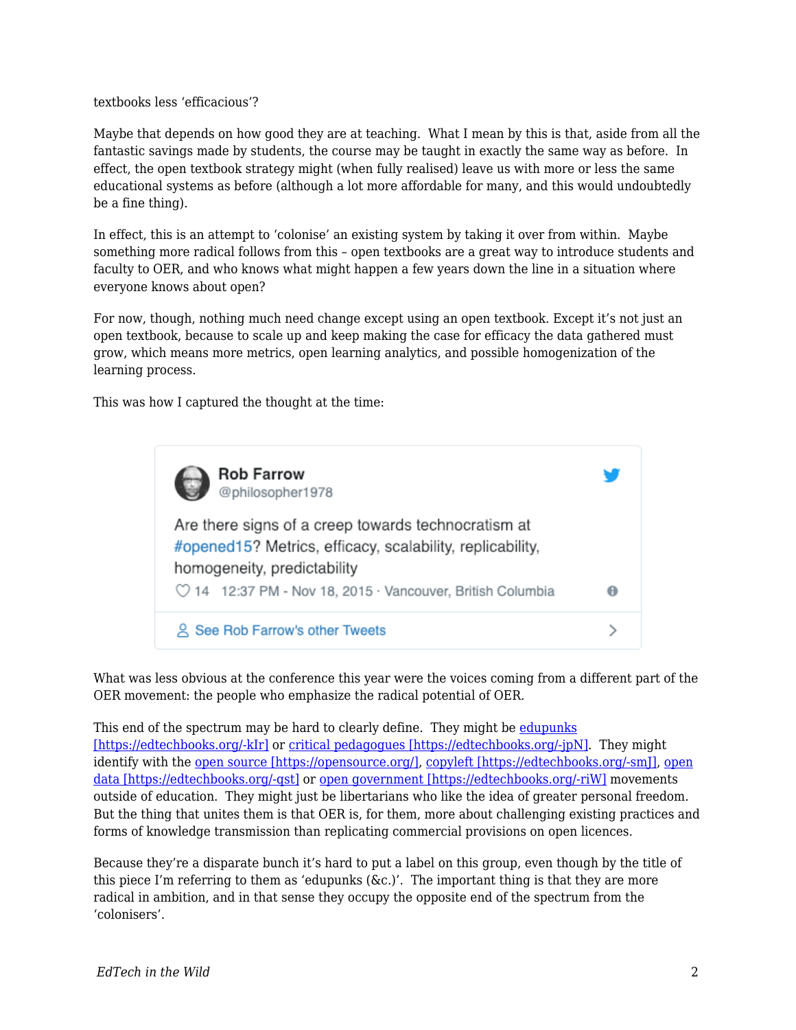textbooks less 'efficacious'?

Maybe that depends on how good they are at teaching. What I mean by this is that, aside from all the fantastic savings made by students, the course may be taught in exactly the same way as before. In effect, the open textbook strategy might (when fully realised) leave us with more or less the same educational systems as before (although a lot more affordable for many, and this would undoubtedly be a fine thing).

In effect, this is an attempt to 'colonise' an existing system by taking it over from within. Maybe something more radical follows from this – open textbooks are a great way to introduce students and faculty to OER, and who knows what might happen a few years down the line in a situation where everyone knows about open?

For now, though, nothing much need change except using an open textbook. Except it's not just an open textbook, because to scale up and keep making the case for efficacy the data gathered must grow, which means more metrics, open learning analytics, and possible homogenization of the learning process.

This was how I captured the thought at the time:

> **Rob Farrow**
> @philosopher1978
>
> Are there signs of a creep towards technocratism at #opened15? Metrics, efficacy, scalability, replicability, homogeneity, predictability
>
> ♡ 14 12:37 PM - Nov 18, 2015 · Vancouver, British Columbia
>
> See Rob Farrow's other Tweets

What was less obvious at the conference this year were the voices coming from a different part of the OER movement: the people who emphasize the radical potential of OER.

This end of the spectrum may be hard to clearly define. They might be edupunks [https://edtechbooks.org/-kIr] or critical pedagogues [https://edtechbooks.org/-jpN]. They might identify with the open source [https://opensource.org/], copyleft [https://edtechbooks.org/-smJ], open data [https://edtechbooks.org/-qst] or open government [https://edtechbooks.org/-riW] movements outside of education. They might just be libertarians who like the idea of greater personal freedom. But the thing that unites them is that OER is, for them, more about challenging existing practices and forms of knowledge transmission than replicating commercial provisions on open licences.

Because they're a disparate bunch it's hard to put a label on this group, even though by the title of this piece I'm referring to them as 'edupunks (&c.)'. The important thing is that they are more radical in ambition, and in that sense they occupy the opposite end of the spectrum from the 'colonisers'.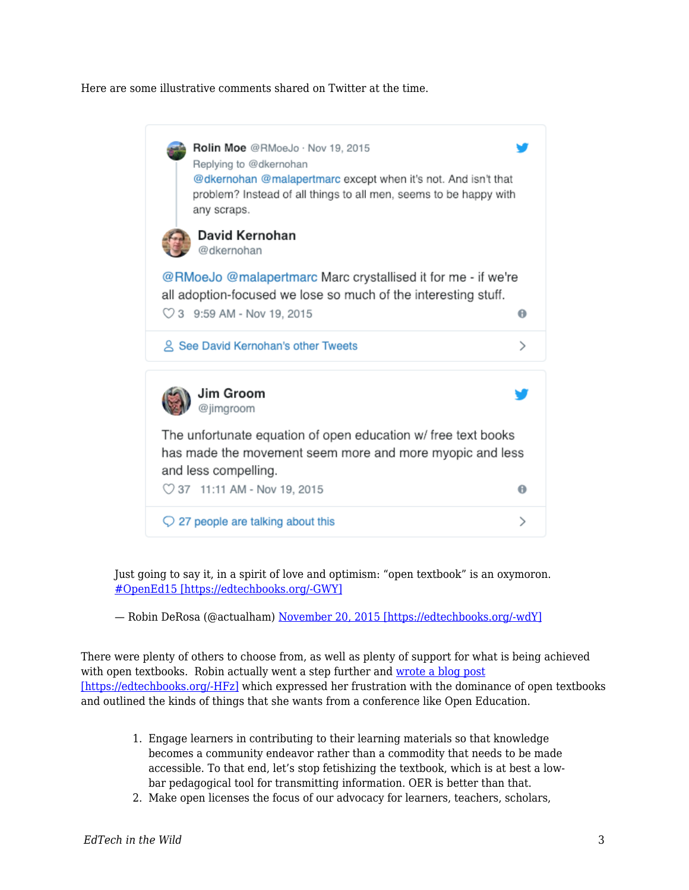Here are some illustrative comments shared on Twitter at the time.

Rolin Moe @RMoeJo · Nov 19, 2015
Replying to @dkernohan
@dkernohan @malapertmarc except when it's not. And isn't that problem? Instead of all things to all men, seems to be happy with any scraps.

David Kernohan
@dkernohan

@RMoeJo @malapertmarc Marc crystallised it for me - if we're all adoption-focused we lose so much of the interesting stuff.

3 9:59 AM - Nov 19, 2015

See David Kernohan's other Tweets

Jim Groom
@jimgroom

The unfortunate equation of open education w/ free text books has made the movement seem more and more myopic and less and less compelling.

37 11:11 AM - Nov 19, 2015

27 people are talking about this

> Just going to say it, in a spirit of love and optimism: "open textbook" is an oxymoron. #OpenEd15 [https://edtechbooks.org/-GWY]
>
> — Robin DeRosa (@actualham) November 20, 2015 [https://edtechbooks.org/-wdY]

There were plenty of others to choose from, as well as plenty of support for what is being achieved with open textbooks. Robin actually went a step further and wrote a blog post [https://edtechbooks.org/-HFz] which expressed her frustration with the dominance of open textbooks and outlined the kinds of things that she wants from a conference like Open Education.

1. Engage learners in contributing to their learning materials so that knowledge becomes a community endeavor rather than a commodity that needs to be made accessible. To that end, let's stop fetishizing the textbook, which is at best a low-bar pedagogical tool for transmitting information. OER is better than that.
2. Make open licenses the focus of our advocacy for learners, teachers, scholars,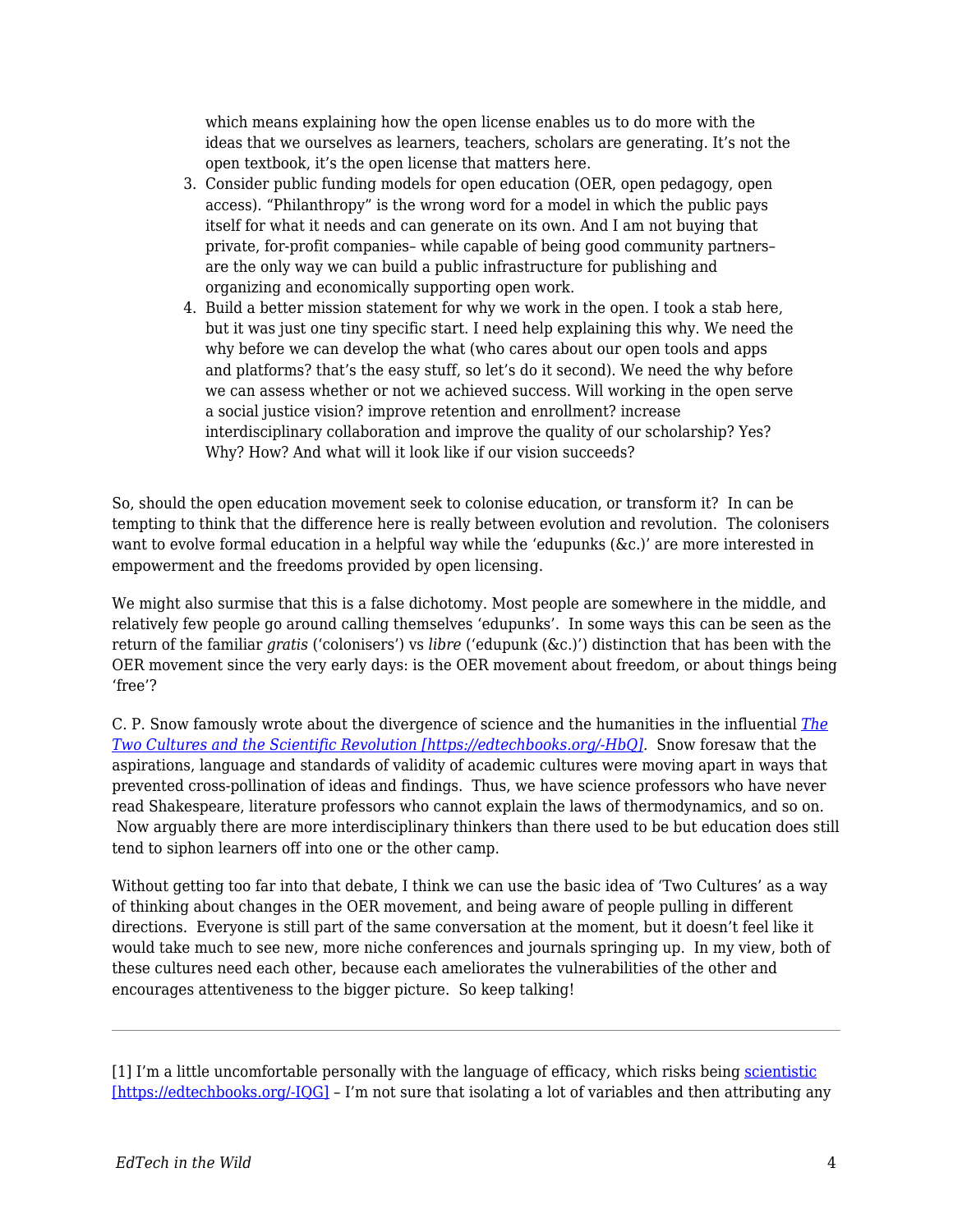which means explaining how the open license enables us to do more with the ideas that we ourselves as learners, teachers, scholars are generating. It's not the open textbook, it's the open license that matters here.

3. Consider public funding models for open education (OER, open pedagogy, open access). "Philanthropy" is the wrong word for a model in which the public pays itself for what it needs and can generate on its own. And I am not buying that private, for-profit companies– while capable of being good community partners– are the only way we can build a public infrastructure for publishing and organizing and economically supporting open work.
4. Build a better mission statement for why we work in the open. I took a stab here, but it was just one tiny specific start. I need help explaining this why. We need the why before we can develop the what (who cares about our open tools and apps and platforms? that's the easy stuff, so let's do it second). We need the why before we can assess whether or not we achieved success. Will working in the open serve a social justice vision? improve retention and enrollment? increase interdisciplinary collaboration and improve the quality of our scholarship? Yes? Why? How? And what will it look like if our vision succeeds?

So, should the open education movement seek to colonise education, or transform it? In can be tempting to think that the difference here is really between evolution and revolution. The colonisers want to evolve formal education in a helpful way while the 'edupunks (&c.)' are more interested in empowerment and the freedoms provided by open licensing.

We might also surmise that this is a false dichotomy. Most people are somewhere in the middle, and relatively few people go around calling themselves 'edupunks'. In some ways this can be seen as the return of the familiar *gratis* ('colonisers') vs *libre* ('edupunk (&c.)') distinction that has been with the OER movement since the very early days: is the OER movement about freedom, or about things being 'free'?

C. P. Snow famously wrote about the divergence of science and the humanities in the influential *The Two Cultures and the Scientific Revolution [https://edtechbooks.org/-HbQ].* Snow foresaw that the aspirations, language and standards of validity of academic cultures were moving apart in ways that prevented cross-pollination of ideas and findings. Thus, we have science professors who have never read Shakespeare, literature professors who cannot explain the laws of thermodynamics, and so on. Now arguably there are more interdisciplinary thinkers than there used to be but education does still tend to siphon learners off into one or the other camp.

Without getting too far into that debate, I think we can use the basic idea of 'Two Cultures' as a way of thinking about changes in the OER movement, and being aware of people pulling in different directions. Everyone is still part of the same conversation at the moment, but it doesn't feel like it would take much to see new, more niche conferences and journals springing up. In my view, both of these cultures need each other, because each ameliorates the vulnerabilities of the other and encourages attentiveness to the bigger picture. So keep talking!

---

[1] I'm a little uncomfortable personally with the language of efficacy, which risks being scientistic [https://edtechbooks.org/-IQG] – I'm not sure that isolating a lot of variables and then attributing any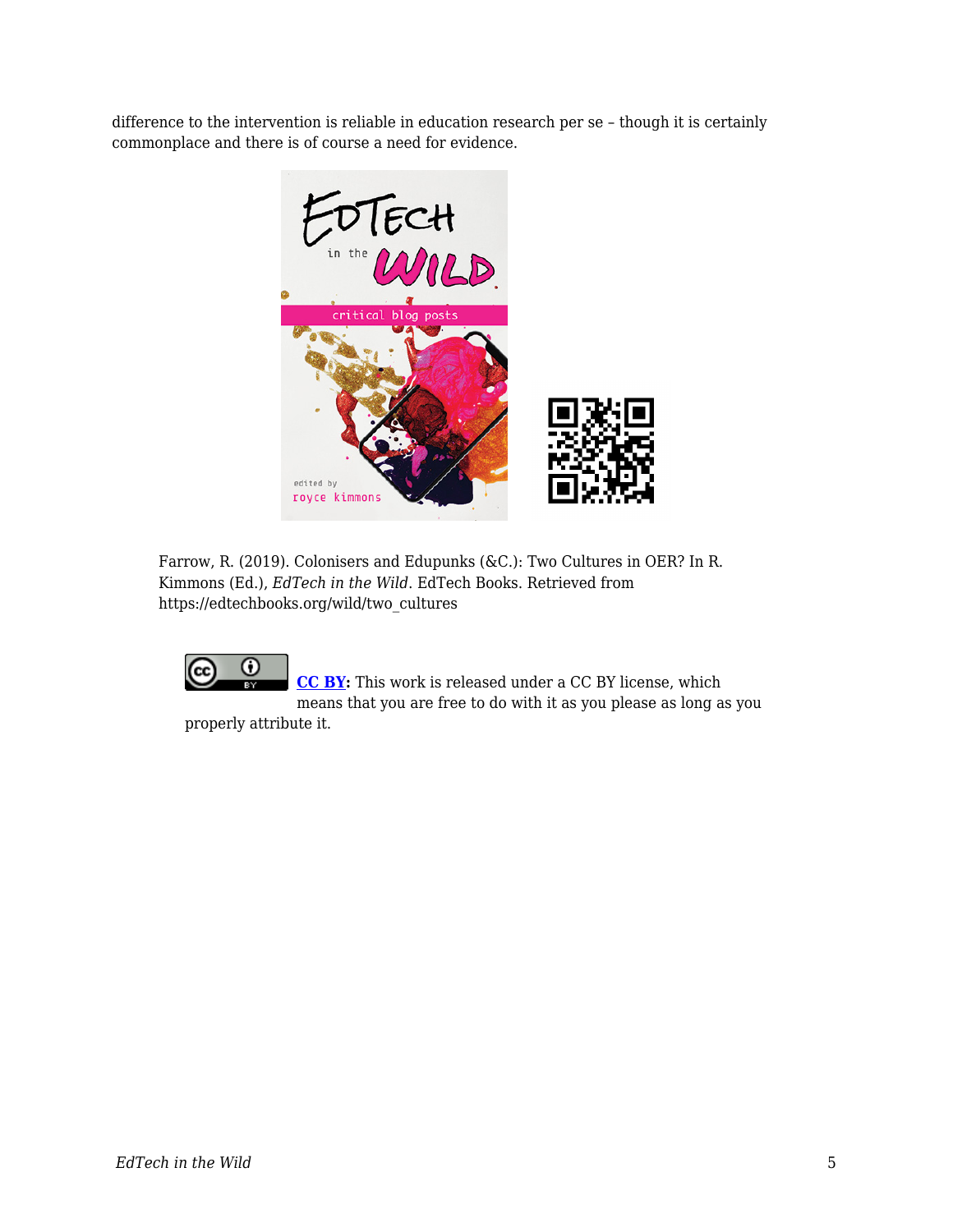difference to the intervention is reliable in education research per se – though it is certainly commonplace and there is of course a need for evidence.

Farrow, R. (2019). Colonisers and Edupunks (&C.): Two Cultures in OER? In R. Kimmons (Ed.), *EdTech in the Wild*. EdTech Books. Retrieved from https://edtechbooks.org/wild/two_cultures

**CC BY:** This work is released under a CC BY license, which means that you are free to do with it as you please as long as you properly attribute it.